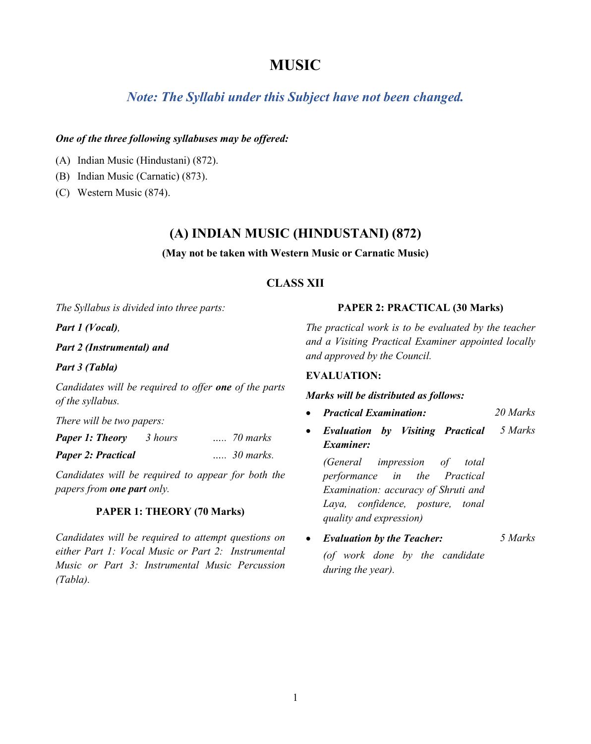# MUSIC

*Note: The Syllabi under this Subject have not been changed.*

***One of the three following syllabuses may be offered:***

(A) Indian Music (Hindustani) (872).

(B) Indian Music (Carnatic) (873).

(C) Western Music (874).

## (A) INDIAN MUSIC (HINDUSTANI) (872)

**(May not be taken with Western Music or Carnatic Music)**

### CLASS XII

*The Syllabus is divided into three parts:*

***Part 1 (Vocal)****,*

***Part 2 (Instrumental) and***

***Part 3 (Tabla)***

*Candidates will be required to offer* ***one*** *of the parts of the syllabus.*

*There will be two papers:*

| | | |
|---|---|---|
| ***Paper 1: Theory*** | *3 hours* | *..... 70 marks* |
| ***Paper 2: Practical*** | | *..... 30 marks.* |

*Candidates will be required to appear for both the papers from* ***one part*** *only.*

#### PAPER 1: THEORY (70 Marks)

*Candidates will be required to attempt questions on either Part 1: Vocal Music or Part 2: Instrumental Music or Part 3: Instrumental Music Percussion (Tabla).*

#### PAPER 2: PRACTICAL (30 Marks)

*The practical work is to be evaluated by the teacher and a Visiting Practical Examiner appointed locally and approved by the Council.*

**EVALUATION:**

***Marks will be distributed as follows:***

- ***Practical Examination:*** *20 Marks*
- ***Evaluation by Visiting Practical Examiner:*** *5 Marks*

  *(General impression of total performance in the Practical Examination: accuracy of Shruti and Laya, confidence, posture, tonal quality and expression)*
- ***Evaluation by the Teacher:*** *5 Marks*

  *(of work done by the candidate during the year).*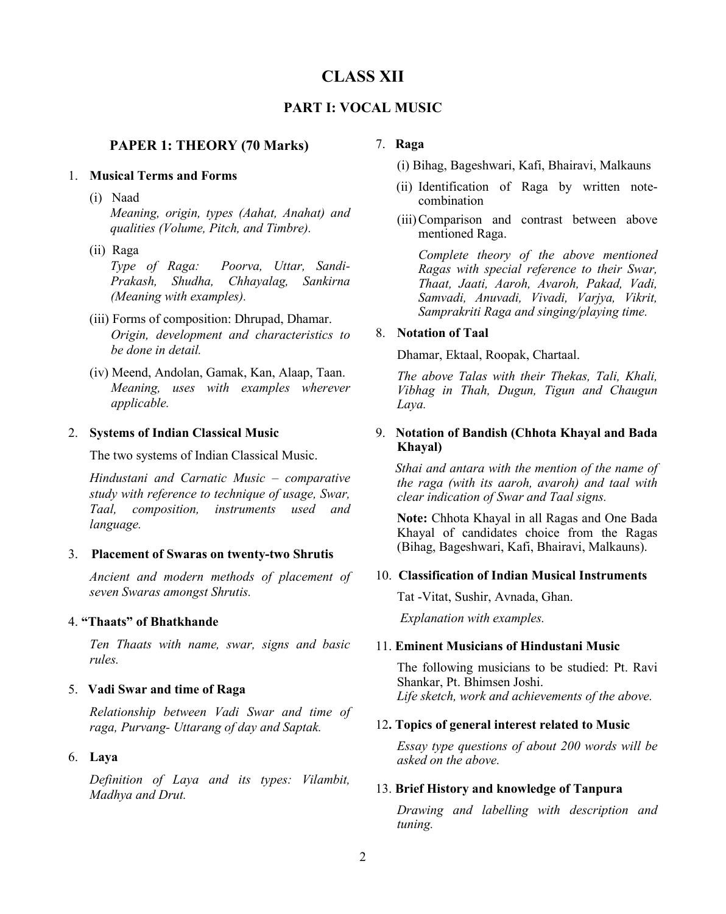# CLASS XII

## PART I: VOCAL MUSIC

### PAPER 1: THEORY (70 Marks)

1. **Musical Terms and Forms**

   (i) Naad
   *Meaning, origin, types (Aahat, Anahat) and qualities (Volume, Pitch, and Timbre).*

   (ii) Raga
   *Type of Raga: Poorva, Uttar, Sandi-Prakash, Shudha, Chhayalag, Sankirna (Meaning with examples).*

   (iii) Forms of composition: Dhrupad, Dhamar.
   *Origin, development and characteristics to be done in detail.*

   (iv) Meend, Andolan, Gamak, Kan, Alaap, Taan.
   *Meaning, uses with examples wherever applicable.*

2. **Systems of Indian Classical Music**

   The two systems of Indian Classical Music.

   *Hindustani and Carnatic Music – comparative study with reference to technique of usage, Swar, Taal, composition, instruments used and language.*

3. **Placement of Swaras on twenty-two Shrutis**

   *Ancient and modern methods of placement of seven Swaras amongst Shrutis.*

4. **"Thaats" of Bhatkhande**

   *Ten Thaats with name, swar, signs and basic rules.*

5. **Vadi Swar and time of Raga**

   *Relationship between Vadi Swar and time of raga, Purvang- Uttarang of day and Saptak.*

6. **Laya**

   *Definition of Laya and its types: Vilambit, Madhya and Drut.*

7. **Raga**

   (i) Bihag, Bageshwari, Kafi, Bhairavi, Malkauns

   (ii) Identification of Raga by written note-combination

   (iii) Comparison and contrast between above mentioned Raga.

   *Complete theory of the above mentioned Ragas with special reference to their Swar, Thaat, Jaati, Aaroh, Avaroh, Pakad, Vadi, Samvadi, Anuvadi, Vivadi, Varjya, Vikrit, Samprakriti Raga and singing/playing time.*

8. **Notation of Taal**

   Dhamar, Ektaal, Roopak, Chartaal.

   *The above Talas with their Thekas, Tali, Khali, Vibhag in Thah, Dugun, Tigun and Chaugun Laya.*

9. **Notation of Bandish (Chhota Khayal and Bada Khayal)**

   *Sthai and antara with the mention of the name of the raga (with its aaroh, avaroh) and taal with clear indication of Swar and Taal signs.*

   **Note:** Chhota Khayal in all Ragas and One Bada Khayal of candidates choice from the Ragas (Bihag, Bageshwari, Kafi, Bhairavi, Malkauns).

10. **Classification of Indian Musical Instruments**

    Tat -Vitat, Sushir, Avnada, Ghan.

    *Explanation with examples.*

11. **Eminent Musicians of Hindustani Music**

    The following musicians to be studied: Pt. Ravi Shankar, Pt. Bhimsen Joshi.
    *Life sketch, work and achievements of the above.*

12. **Topics of general interest related to Music**

    *Essay type questions of about 200 words will be asked on the above.*

13. **Brief History and knowledge of Tanpura**

    *Drawing and labelling with description and tuning.*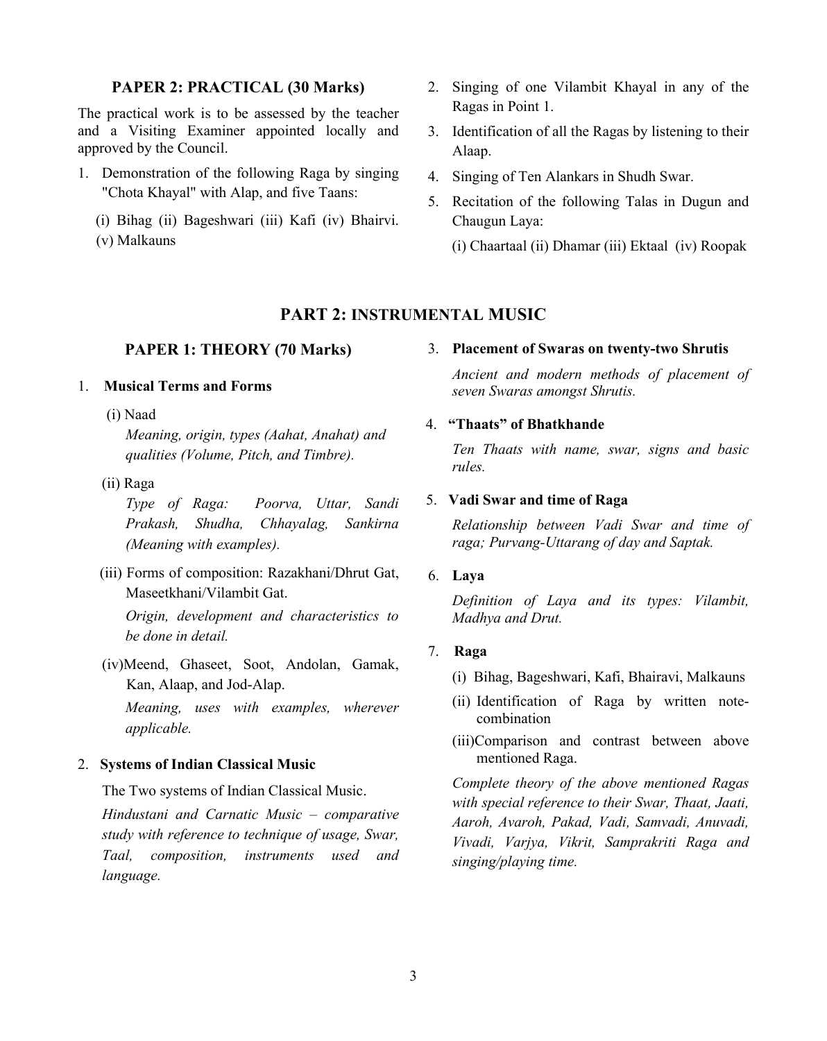### PAPER 2: PRACTICAL (30 Marks)

The practical work is to be assessed by the teacher and a Visiting Examiner appointed locally and approved by the Council.

1. Demonstration of the following Raga by singing "Chota Khayal" with Alap, and five Taans:

   (i) Bihag (ii) Bageshwari (iii) Kafi (iv) Bhairvi. (v) Malkauns

2. Singing of one Vilambit Khayal in any of the Ragas in Point 1.
3. Identification of all the Ragas by listening to their Alaap.
4. Singing of Ten Alankars in Shudh Swar.
5. Recitation of the following Talas in Dugun and Chaugun Laya:

   (i) Chaartaal (ii) Dhamar (iii) Ektaal (iv) Roopak

## PART 2: INSTRUMENTAL MUSIC

### PAPER 1: THEORY (70 Marks)

1. **Musical Terms and Forms**

   (i) Naad

   *Meaning, origin, types (Aahat, Anahat) and qualities (Volume, Pitch, and Timbre).*

   (ii) Raga

   *Type of Raga: Poorva, Uttar, Sandi Prakash, Shudha, Chhayalag, Sankirna (Meaning with examples).*

   (iii) Forms of composition: Razakhani/Dhrut Gat, Maseetkhani/Vilambit Gat.

   *Origin, development and characteristics to be done in detail.*

   (iv) Meend, Ghaseet, Soot, Andolan, Gamak, Kan, Alaap, and Jod-Alap.

   *Meaning, uses with examples, wherever applicable.*

2. **Systems of Indian Classical Music**

   The Two systems of Indian Classical Music.

   *Hindustani and Carnatic Music – comparative study with reference to technique of usage, Swar, Taal, composition, instruments used and language.*

3. **Placement of Swaras on twenty-two Shrutis**

   *Ancient and modern methods of placement of seven Swaras amongst Shrutis.*

4. **"Thaats" of Bhatkhande**

   *Ten Thaats with name, swar, signs and basic rules.*

5. **Vadi Swar and time of Raga**

   *Relationship between Vadi Swar and time of raga; Purvang-Uttarang of day and Saptak.*

6. **Laya**

   *Definition of Laya and its types: Vilambit, Madhya and Drut.*

7. **Raga**

   (i) Bihag, Bageshwari, Kafi, Bhairavi, Malkauns

   (ii) Identification of Raga by written note-combination

   (iii) Comparison and contrast between above mentioned Raga.

   *Complete theory of the above mentioned Ragas with special reference to their Swar, Thaat, Jaati, Aaroh, Avaroh, Pakad, Vadi, Samvadi, Anuvadi, Vivadi, Varjya, Vikrit, Samprakriti Raga and singing/playing time.*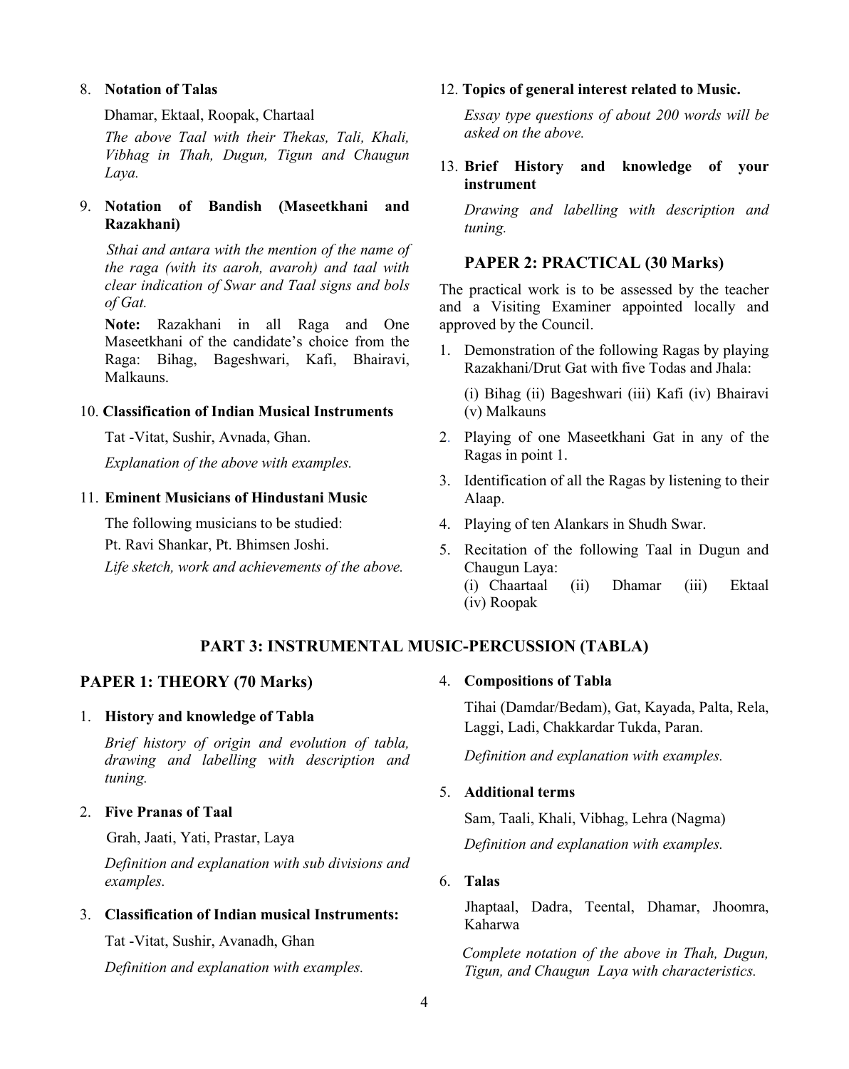8. **Notation of Talas**

   Dhamar, Ektaal, Roopak, Chartaal

   *The above Taal with their Thekas, Tali, Khali, Vibhag in Thah, Dugun, Tigun and Chaugun Laya.*

9. **Notation of Bandish (Maseetkhani and Razakhani)**

   *Sthai and antara with the mention of the name of the raga (with its aaroh, avaroh) and taal with clear indication of Swar and Taal signs and bols of Gat.*

   **Note:** Razakhani in all Raga and One Maseetkhani of the candidate's choice from the Raga: Bihag, Bageshwari, Kafi, Bhairavi, Malkauns.

10. **Classification of Indian Musical Instruments**

    Tat -Vitat, Sushir, Avnada, Ghan.

    *Explanation of the above with examples.*

11. **Eminent Musicians of Hindustani Music**

    The following musicians to be studied:

    Pt. Ravi Shankar, Pt. Bhimsen Joshi.

    *Life sketch, work and achievements of the above.*

12. **Topics of general interest related to Music.**

    *Essay type questions of about 200 words will be asked on the above.*

13. **Brief History and knowledge of your instrument**

    *Drawing and labelling with description and tuning.*

### PAPER 2: PRACTICAL (30 Marks)

The practical work is to be assessed by the teacher and a Visiting Examiner appointed locally and approved by the Council.

1. Demonstration of the following Ragas by playing Razakhani/Drut Gat with five Todas and Jhala:

   (i) Bihag (ii) Bageshwari (iii) Kafi (iv) Bhairavi (v) Malkauns

2. Playing of one Maseetkhani Gat in any of the Ragas in point 1.
3. Identification of all the Ragas by listening to their Alaap.
4. Playing of ten Alankars in Shudh Swar.
5. Recitation of the following Taal in Dugun and Chaugun Laya:

   (i) Chaartaal (ii) Dhamar (iii) Ektaal (iv) Roopak

## PART 3: INSTRUMENTAL MUSIC-PERCUSSION (TABLA)

### PAPER 1: THEORY (70 Marks)

1. **History and knowledge of Tabla**

   *Brief history of origin and evolution of tabla, drawing and labelling with description and tuning.*

2. **Five Pranas of Taal**

   Grah, Jaati, Yati, Prastar, Laya

   *Definition and explanation with sub divisions and examples.*

3. **Classification of Indian musical Instruments:**

   Tat -Vitat, Sushir, Avanadh, Ghan

   *Definition and explanation with examples.*

4. **Compositions of Tabla**

   Tihai (Damdar/Bedam), Gat, Kayada, Palta, Rela, Laggi, Ladi, Chakkardar Tukda, Paran.

   *Definition and explanation with examples.*

5. **Additional terms**

   Sam, Taali, Khali, Vibhag, Lehra (Nagma)

   *Definition and explanation with examples.*

6. **Talas**

   Jhaptaal, Dadra, Teental, Dhamar, Jhoomra, Kaharwa

   *Complete notation of the above in Thah, Dugun, Tigun, and Chaugun Laya with characteristics.*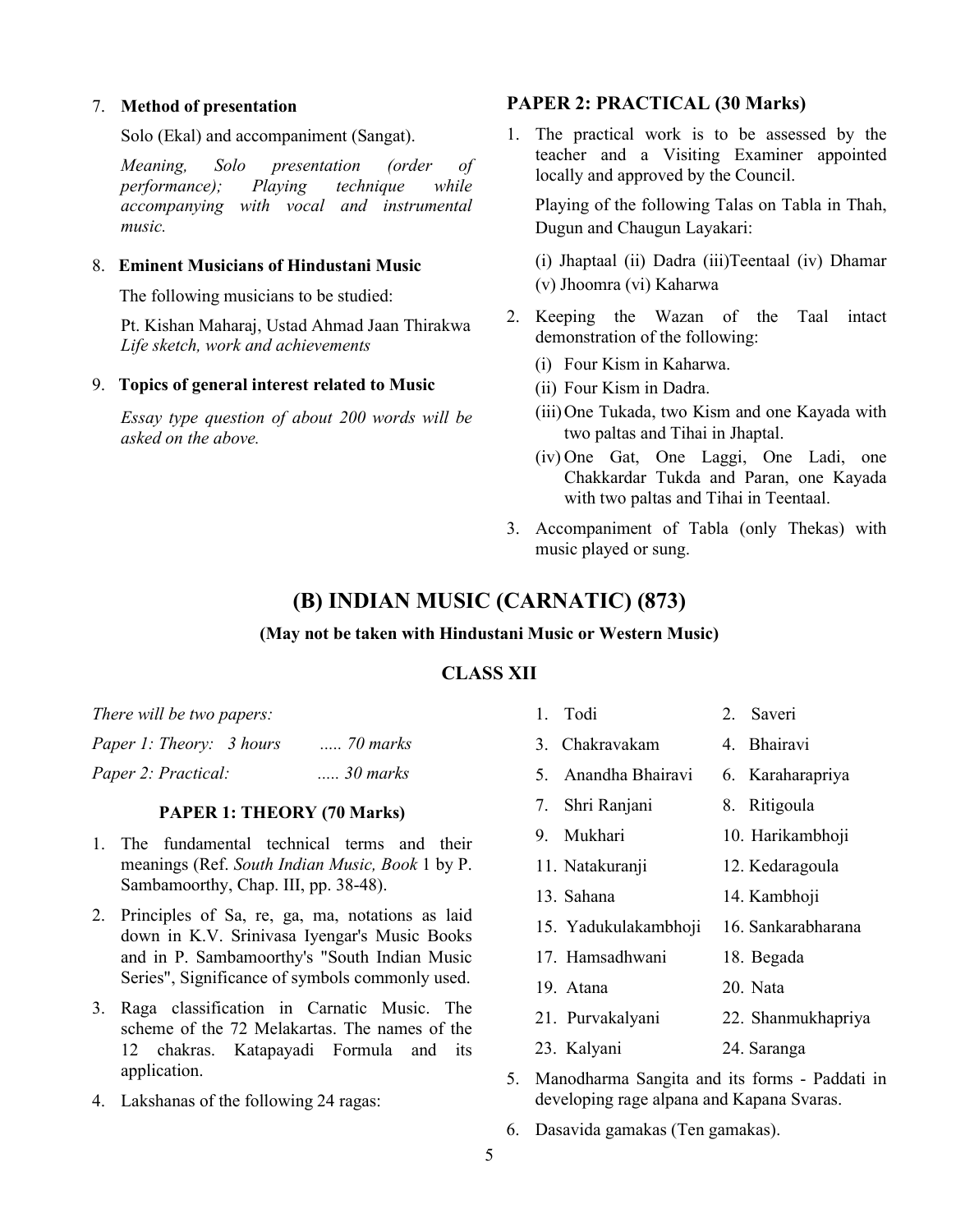7. **Method of presentation**

   Solo (Ekal) and accompaniment (Sangat).

   *Meaning, Solo presentation (order of performance); Playing technique while accompanying with vocal and instrumental music.*

8. **Eminent Musicians of Hindustani Music**

   The following musicians to be studied:

   Pt. Kishan Maharaj, Ustad Ahmad Jaan Thirakwa
   *Life sketch, work and achievements*

9. **Topics of general interest related to Music**

   *Essay type question of about 200 words will be asked on the above.*

**PAPER 2: PRACTICAL (30 Marks)**

1. The practical work is to be assessed by the teacher and a Visiting Examiner appointed locally and approved by the Council.

   Playing of the following Talas on Tabla in Thah, Dugun and Chaugun Layakari:

   (i) Jhaptaal (ii) Dadra (iii)Teentaal (iv) Dhamar (v) Jhoomra (vi) Kaharwa

2. Keeping the Wazan of the Taal intact demonstration of the following:
   (i) Four Kism in Kaharwa.
   (ii) Four Kism in Dadra.
   (iii) One Tukada, two Kism and one Kayada with two paltas and Tihai in Jhaptal.
   (iv) One Gat, One Laggi, One Ladi, one Chakkardar Tukda and Paran, one Kayada with two paltas and Tihai in Teentaal.

3. Accompaniment of Tabla (only Thekas) with music played or sung.

## (B) INDIAN MUSIC (CARNATIC) (873)

**(May not be taken with Hindustani Music or Western Music)**

### CLASS XII

*There will be two papers:*

*Paper 1: Theory: 3 hours ..... 70 marks*

*Paper 2: Practical: ..... 30 marks*

**PAPER 1: THEORY (70 Marks)**

1. The fundamental technical terms and their meanings (Ref. *South Indian Music, Book* 1 by P. Sambamoorthy, Chap. III, pp. 38-48).

2. Principles of Sa, re, ga, ma, notations as laid down in K.V. Srinivasa Iyengar's Music Books and in P. Sambamoorthy's "South Indian Music Series", Significance of symbols commonly used.

3. Raga classification in Carnatic Music. The scheme of the 72 Melakartas. The names of the 12 chakras. Katapayadi Formula and its application.

4. Lakshanas of the following 24 ragas:

   1. Todi
   2. Saveri
   3. Chakravakam
   4. Bhairavi
   5. Anandha Bhairavi
   6. Karaharapriya
   7. Shri Ranjani
   8. Ritigoula
   9. Mukhari
   10. Harikambhoji
   11. Natakuranji
   12. Kedaragoula
   13. Sahana
   14. Kambhoji
   15. Yadukulakambhoji
   16. Sankarabharana
   17. Hamsadhwani
   18. Begada
   19. Atana
   20. Nata
   21. Purvakalyani
   22. Shanmukhapriya
   23. Kalyani
   24. Saranga

5. Manodharma Sangita and its forms - Paddati in developing rage alpana and Kapana Svaras.

6. Dasavida gamakas (Ten gamakas).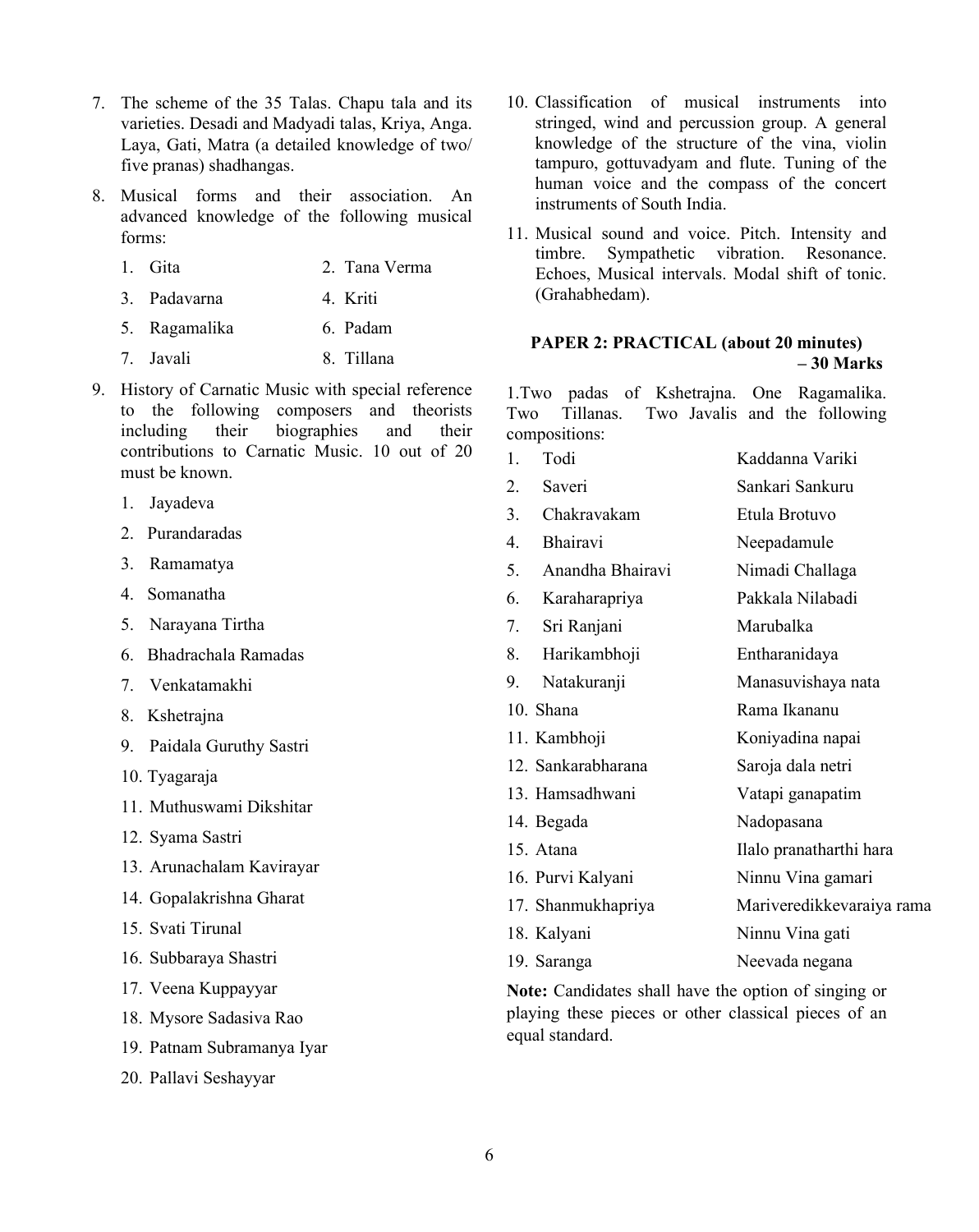7. The scheme of the 35 Talas. Chapu tala and its varieties. Desadi and Madyadi talas, Kriya, Anga. Laya, Gati, Matra (a detailed knowledge of two/ five pranas) shadhangas.

8. Musical forms and their association. An advanced knowledge of the following musical forms:

   1. Gita
   2. Tana Verma
   3. Padavarna
   4. Kriti
   5. Ragamalika
   6. Padam
   7. Javali
   8. Tillana

9. History of Carnatic Music with special reference to the following composers and theorists including their biographies and their contributions to Carnatic Music. 10 out of 20 must be known.

   1. Jayadeva
   2. Purandaradas
   3. Ramamatya
   4. Somanatha
   5. Narayana Tirtha
   6. Bhadrachala Ramadas
   7. Venkatamakhi
   8. Kshetrajna
   9. Paidala Guruthy Sastri
   10. Tyagaraja
   11. Muthuswami Dikshitar
   12. Syama Sastri
   13. Arunachalam Kavirayar
   14. Gopalakrishna Gharat
   15. Svati Tirunal
   16. Subbaraya Shastri
   17. Veena Kuppayyar
   18. Mysore Sadasiva Rao
   19. Patnam Subramanya Iyar
   20. Pallavi Seshayyar

10. Classification of musical instruments into stringed, wind and percussion group. A general knowledge of the structure of the vina, violin tampuro, gottuvadyam and flute. Tuning of the human voice and the compass of the concert instruments of South India.

11. Musical sound and voice. Pitch. Intensity and timbre. Sympathetic vibration. Resonance. Echoes, Musical intervals. Modal shift of tonic. (Grahabhedam).

**PAPER 2: PRACTICAL (about 20 minutes) – 30 Marks**

1.Two padas of Kshetrajna. One Ragamalika. Two Tillanas. Two Javalis and the following compositions:

| | Raga | Composition |
|---|---|---|
| 1. | Todi | Kaddanna Variki |
| 2. | Saveri | Sankari Sankuru |
| 3. | Chakravakam | Etula Brotuvo |
| 4. | Bhairavi | Neepadamule |
| 5. | Anandha Bhairavi | Nimadi Challaga |
| 6. | Karaharapriya | Pakkala Nilabadi |
| 7. | Sri Ranjani | Marubalka |
| 8. | Harikambhoji | Entharanidaya |
| 9. | Natakuranji | Manasuvishaya nata |
| 10. | Shana | Rama Ikananu |
| 11. | Kambhoji | Koniyadina napai |
| 12. | Sankarabharana | Saroja dala netri |
| 13. | Hamsadhwani | Vatapi ganapatim |
| 14. | Begada | Nadopasana |
| 15. | Atana | Ilalo pranatharthi hara |
| 16. | Purvi Kalyani | Ninnu Vina gamari |
| 17. | Shanmukhapriya | Mariveredikkevaraiya rama |
| 18. | Kalyani | Ninnu Vina gati |
| 19. | Saranga | Neevada negana |

**Note:** Candidates shall have the option of singing or playing these pieces or other classical pieces of an equal standard.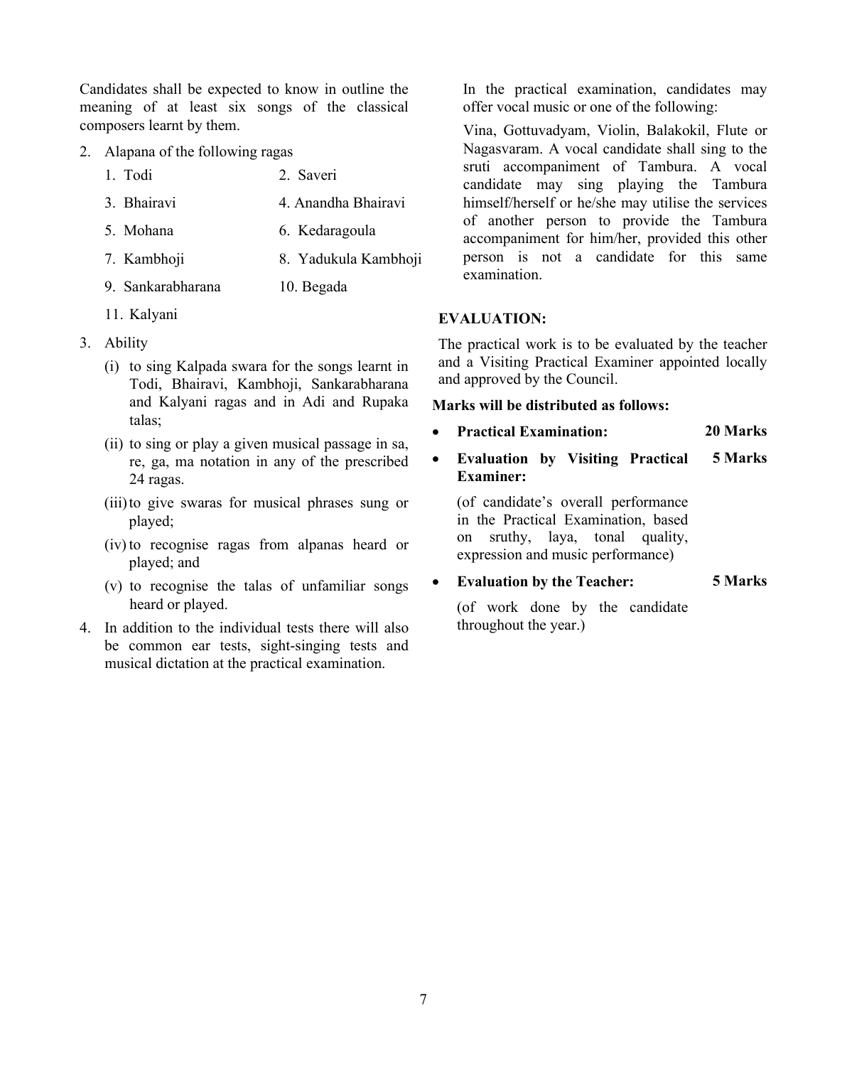Candidates shall be expected to know in outline the meaning of at least six songs of the classical composers learnt by them.

2. Alapana of the following ragas

| | |
|---|---|
| 1. Todi | 2. Saveri |
| 3. Bhairavi | 4. Anandha Bhairavi |
| 5. Mohana | 6. Kedaragoula |
| 7. Kambhoji | 8. Yadukula Kambhoji |
| 9. Sankarabharana | 10. Begada |
| 11. Kalyani | |

3. Ability
   - (i) to sing Kalpada swara for the songs learnt in Todi, Bhairavi, Kambhoji, Sankarabharana and Kalyani ragas and in Adi and Rupaka talas;
   - (ii) to sing or play a given musical passage in sa, re, ga, ma notation in any of the prescribed 24 ragas.
   - (iii) to give swaras for musical phrases sung or played;
   - (iv) to recognise ragas from alpanas heard or played; and
   - (v) to recognise the talas of unfamiliar songs heard or played.

4. In addition to the individual tests there will also be common ear tests, sight-singing tests and musical dictation at the practical examination.

In the practical examination, candidates may offer vocal music or one of the following:

Vina, Gottuvadyam, Violin, Balakokil, Flute or Nagasvaram. A vocal candidate shall sing to the sruti accompaniment of Tambura. A vocal candidate may sing playing the Tambura himself/herself or he/she may utilise the services of another person to provide the Tambura accompaniment for him/her, provided this other person is not a candidate for this same examination.

**EVALUATION:**

The practical work is to be evaluated by the teacher and a Visiting Practical Examiner appointed locally and approved by the Council.

**Marks will be distributed as follows:**

- **Practical Examination:** **20 Marks**
- **Evaluation by Visiting Practical Examiner:** **5 Marks**

  (of candidate's overall performance in the Practical Examination, based on sruthy, laya, tonal quality, expression and music performance)
- **Evaluation by the Teacher:** **5 Marks**

  (of work done by the candidate throughout the year.)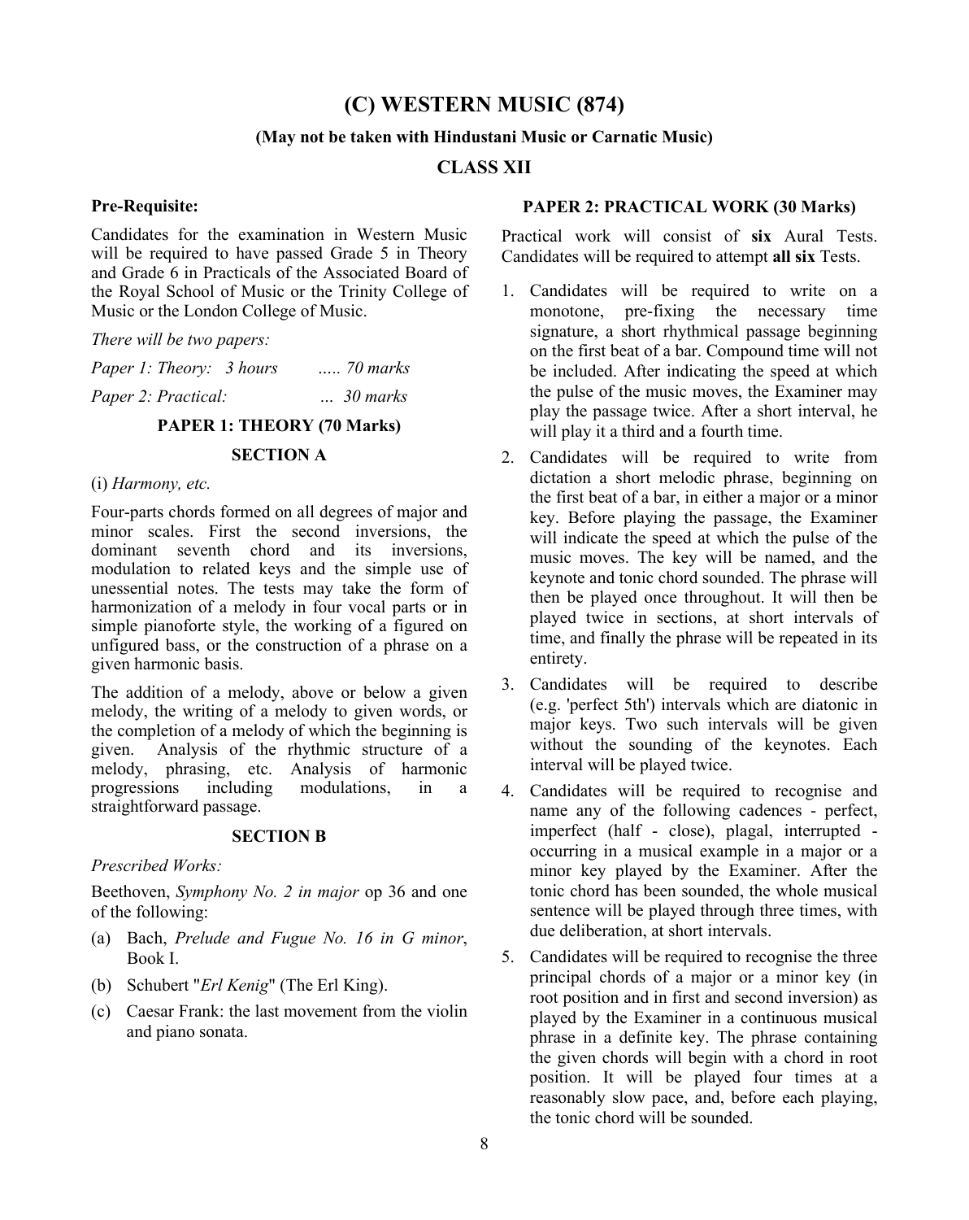# (C) WESTERN MUSIC (874)

**(May not be taken with Hindustani Music or Carnatic Music)**

## CLASS XII

**Pre-Requisite:**

Candidates for the examination in Western Music will be required to have passed Grade 5 in Theory and Grade 6 in Practicals of the Associated Board of the Royal School of Music or the Trinity College of Music or the London College of Music.

*There will be two papers:*

*Paper 1: Theory: 3 hours ..... 70 marks*

*Paper 2: Practical: ... 30 marks*

### PAPER 1: THEORY (70 Marks)

#### SECTION A

(i) *Harmony, etc.*

Four-parts chords formed on all degrees of major and minor scales. First the second inversions, the dominant seventh chord and its inversions, modulation to related keys and the simple use of unessential notes. The tests may take the form of harmonization of a melody in four vocal parts or in simple pianoforte style, the working of a figured on unfigured bass, or the construction of a phrase on a given harmonic basis.

The addition of a melody, above or below a given melody, the writing of a melody to given words, or the completion of a melody of which the beginning is given. Analysis of the rhythmic structure of a melody, phrasing, etc. Analysis of harmonic progressions including modulations, in a straightforward passage.

#### SECTION B

*Prescribed Works:*

Beethoven, *Symphony No. 2 in major* op 36 and one of the following:

(a) Bach, *Prelude and Fugue No. 16 in G minor*, Book I.

(b) Schubert "*Erl Kenig*" (The Erl King).

(c) Caesar Frank: the last movement from the violin and piano sonata.

### PAPER 2: PRACTICAL WORK (30 Marks)

Practical work will consist of **six** Aural Tests. Candidates will be required to attempt **all six** Tests.

1. Candidates will be required to write on a monotone, pre-fixing the necessary time signature, a short rhythmical passage beginning on the first beat of a bar. Compound time will not be included. After indicating the speed at which the pulse of the music moves, the Examiner may play the passage twice. After a short interval, he will play it a third and a fourth time.
2. Candidates will be required to write from dictation a short melodic phrase, beginning on the first beat of a bar, in either a major or a minor key. Before playing the passage, the Examiner will indicate the speed at which the pulse of the music moves. The key will be named, and the keynote and tonic chord sounded. The phrase will then be played once throughout. It will then be played twice in sections, at short intervals of time, and finally the phrase will be repeated in its entirety.
3. Candidates will be required to describe (e.g. 'perfect 5th') intervals which are diatonic in major keys. Two such intervals will be given without the sounding of the keynotes. Each interval will be played twice.
4. Candidates will be required to recognise and name any of the following cadences - perfect, imperfect (half - close), plagal, interrupted - occurring in a musical example in a major or a minor key played by the Examiner. After the tonic chord has been sounded, the whole musical sentence will be played through three times, with due deliberation, at short intervals.
5. Candidates will be required to recognise the three principal chords of a major or a minor key (in root position and in first and second inversion) as played by the Examiner in a continuous musical phrase in a definite key. The phrase containing the given chords will begin with a chord in root position. It will be played four times at a reasonably slow pace, and, before each playing, the tonic chord will be sounded.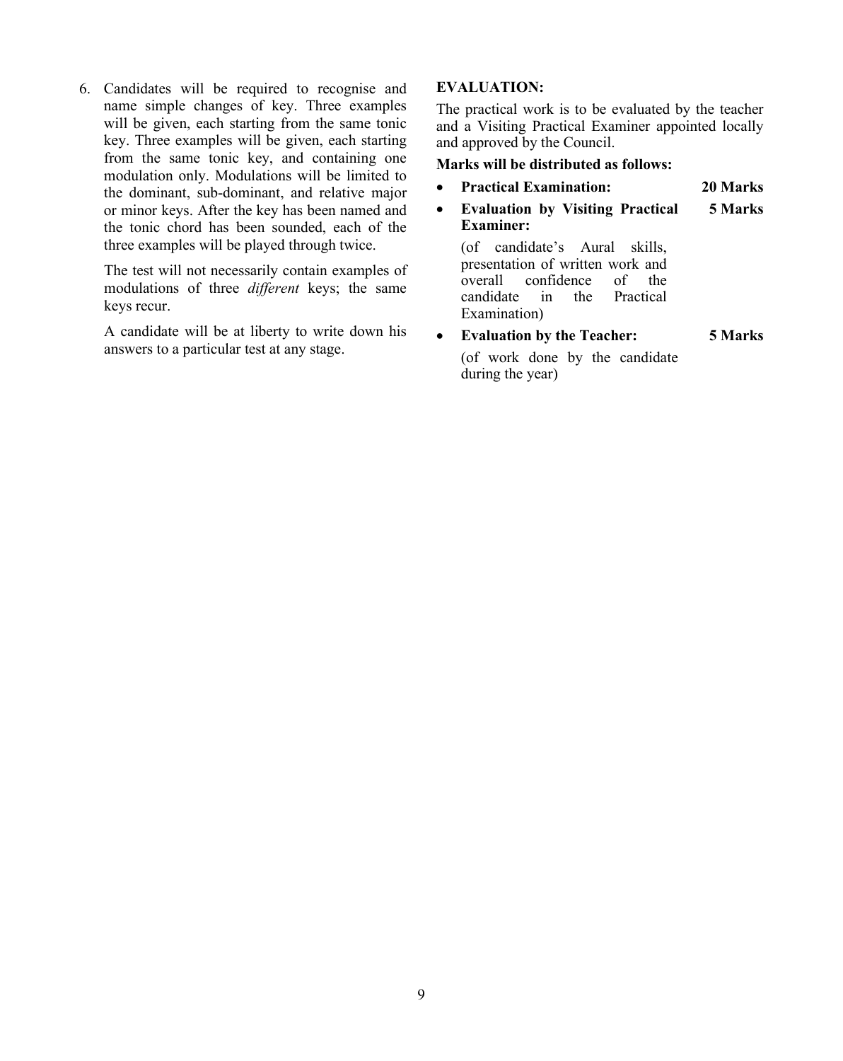6. Candidates will be required to recognise and name simple changes of key. Three examples will be given, each starting from the same tonic key. Three examples will be given, each starting from the same tonic key, and containing one modulation only. Modulations will be limited to the dominant, sub-dominant, and relative major or minor keys. After the key has been named and the tonic chord has been sounded, each of the three examples will be played through twice.

   The test will not necessarily contain examples of modulations of three *different* keys; the same keys recur.

   A candidate will be at liberty to write down his answers to a particular test at any stage.

**EVALUATION:**

The practical work is to be evaluated by the teacher and a Visiting Practical Examiner appointed locally and approved by the Council.

**Marks will be distributed as follows:**

- **Practical Examination:** **20 Marks**
- **Evaluation by Visiting Practical Examiner:** **5 Marks**

  (of candidate's Aural skills, presentation of written work and overall confidence of the candidate in the Practical Examination)
- **Evaluation by the Teacher:** **5 Marks**

  (of work done by the candidate during the year)